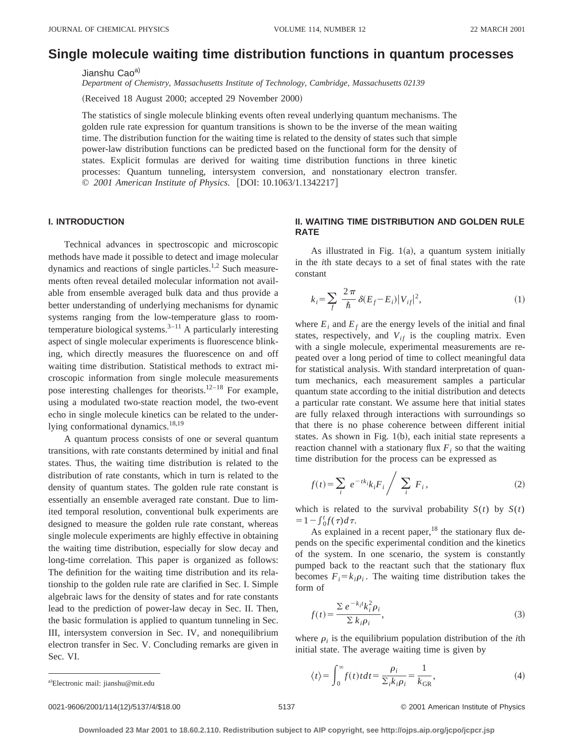# Single molecule waiting time distribution functions in quantum processes

Jianshu Cao[a]

*Department of Chemistry, Massachusetts Institute of Technology, Cambridge, Massachusetts 02139*

(Received 18 August 2000; accepted 29 November 2000)

The statistics of single molecule blinking events often reveal underlying quantum mechanisms. The golden rule rate expression for quantum transitions is shown to be the inverse of the mean waiting time. The distribution function for the waiting time is related to the density of states such that simple power-law distribution functions can be predicted based on the functional form for the density of states. Explicit formulas are derived for waiting time distribution functions in three kinetic processes: Quantum tunneling, intersystem conversion, and nonstationary electron transfer. © *2001 American Institute of Physics.* [DOI: 10.1063/1.1342217]

## I. INTRODUCTION

Technical advances in spectroscopic and microscopic methods have made it possible to detect and image molecular dynamics and reactions of single particles.[1,2] Such measurements often reveal detailed molecular information not available from ensemble averaged bulk data and thus provide a better understanding of underlying mechanisms for dynamic systems ranging from the low-temperature glass to room-temperature biological systems.[3–11] A particularly interesting aspect of single molecular experiments is fluorescence blinking, which directly measures the fluorescence on and off waiting time distribution. Statistical methods to extract microscopic information from single molecule measurements pose interesting challenges for theorists.[12–18] For example, using a modulated two-state reaction model, the two-event echo in single molecule kinetics can be related to the underlying conformational dynamics.[18,19]

A quantum process consists of one or several quantum transitions, with rate constants determined by initial and final states. Thus, the waiting time distribution is related to the distribution of rate constants, which in turn is related to the density of quantum states. The golden rule rate constant is essentially an ensemble averaged rate constant. Due to limited temporal resolution, conventional bulk experiments are designed to measure the golden rule rate constant, whereas single molecule experiments are highly effective in obtaining the waiting time distribution, especially for slow decay and long-time correlation. This paper is organized as follows: The definition for the waiting time distribution and its relationship to the golden rule rate are clarified in Sec. I. Simple algebraic laws for the density of states and for rate constants lead to the prediction of power-law decay in Sec. II. Then, the basic formulation is applied to quantum tunneling in Sec. III, intersystem conversion in Sec. IV, and nonequilibrium electron transfer in Sec. V. Concluding remarks are given in Sec. VI.

## II. WAITING TIME DISTRIBUTION AND GOLDEN RULE RATE

As illustrated in Fig. 1(a), a quantum system initially in the $i$th state decays to a set of final states with the rate constant

$$k_i = \sum_f \frac{2\pi}{\hbar} \delta(E_f - E_i) |V_{if}|^2, \tag{1}$$

where $E_i$ and $E_f$ are the energy levels of the initial and final states, respectively, and $V_{if}$ is the coupling matrix. Even with a single molecule, experimental measurements are repeated over a long period of time to collect meaningful data for statistical analysis. With standard interpretation of quantum mechanics, each measurement samples a particular quantum state according to the initial distribution and detects a particular rate constant. We assume here that initial states are fully relaxed through interactions with surroundings so that there is no phase coherence between different initial states. As shown in Fig. 1(b), each initial state represents a reaction channel with a stationary flux $F_i$ so that the waiting time distribution for the process can be expressed as

$$f(t) = \sum_i e^{-tk_i} k_i F_i \Big/ \sum_i F_i, \tag{2}$$

which is related to the survival probability $S(t)$ by $S(t) = 1 - \int_0^t f(\tau) d\tau$.

As explained in a recent paper,[18] the stationary flux depends on the specific experimental condition and the kinetics of the system. In one scenario, the system is constantly pumped back to the reactant such that the stationary flux becomes $F_i = k_i \rho_i$. The waiting time distribution takes the form of

$$f(t) = \frac{\sum e^{-k_i t} k_i^2 \rho_i}{\sum k_i \rho_i}, \tag{3}$$

where $\rho_i$ is the equilibrium population distribution of the $i$th initial state. The average waiting time is given by

$$\langle t \rangle = \int_0^\infty f(t) t dt = \frac{\rho_i}{\sum_i k_i \rho_i} = \frac{1}{k_{\rm GR}}, \tag{4}$$

[a]Electronic mail: jianshu@mit.edu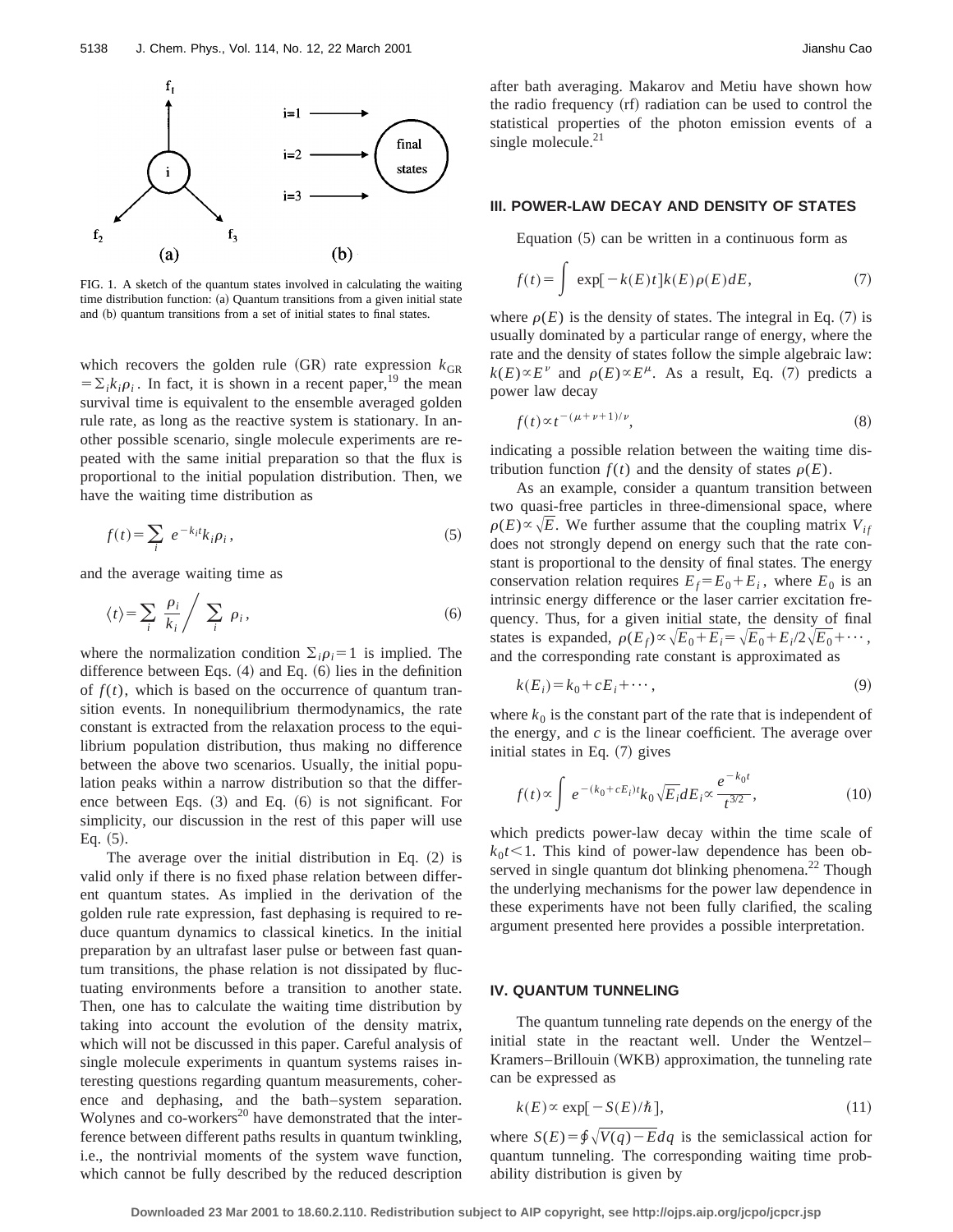FIG. 1. A sketch of the quantum states involved in calculating the waiting time distribution function: (a) Quantum transitions from a given initial state and (b) quantum transitions from a set of initial states to final states.

which recovers the golden rule (GR) rate expression $k_{GR} = \Sigma_i k_i \rho_i$. In fact, it is shown in a recent paper,[19] the mean survival time is equivalent to the ensemble averaged golden rule rate, as long as the reactive system is stationary. In another possible scenario, single molecule experiments are repeated with the same initial preparation so that the flux is proportional to the initial population distribution. Then, we have the waiting time distribution as

$$f(t) = \sum_i e^{-k_i t} k_i \rho_i, \tag{5}$$

and the average waiting time as

$$\langle t \rangle = \sum_i \frac{\rho_i}{k_i} \Bigg/ \sum_i \rho_i, \tag{6}$$

where the normalization condition $\Sigma_i \rho_i = 1$ is implied. The difference between Eqs. (4) and Eq. (6) lies in the definition of $f(t)$, which is based on the occurrence of quantum transition events. In nonequilibrium thermodynamics, the rate constant is extracted from the relaxation process to the equilibrium population distribution, thus making no difference between the above two scenarios. Usually, the initial population peaks within a narrow distribution so that the difference between Eqs. (3) and Eq. (6) is not significant. For simplicity, our discussion in the rest of this paper will use Eq. (5).

The average over the initial distribution in Eq. (2) is valid only if there is no fixed phase relation between different quantum states. As implied in the derivation of the golden rule rate expression, fast dephasing is required to reduce quantum dynamics to classical kinetics. In the initial preparation by an ultrafast laser pulse or between fast quantum transitions, the phase relation is not dissipated by fluctuating environments before a transition to another state. Then, one has to calculate the waiting time distribution by taking into account the evolution of the density matrix, which will not be discussed in this paper. Careful analysis of single molecule experiments in quantum systems raises interesting questions regarding quantum measurements, coherence and dephasing, and the bath–system separation. Wolynes and co-workers[20] have demonstrated that the interference between different paths results in quantum twinkling, i.e., the nontrivial moments of the system wave function, which cannot be fully described by the reduced description after bath averaging. Makarov and Metiu have shown how the radio frequency (rf) radiation can be used to control the statistical properties of the photon emission events of a single molecule.[21]

## III. POWER-LAW DECAY AND DENSITY OF STATES

Equation (5) can be written in a continuous form as

$$f(t) = \int \exp[-k(E)t] k(E) \rho(E) dE, \tag{7}$$

where $\rho(E)$ is the density of states. The integral in Eq. (7) is usually dominated by a particular range of energy, where the rate and the density of states follow the simple algebraic law: $k(E) \propto E^{\nu}$ and $\rho(E) \propto E^{\mu}$. As a result, Eq. (7) predicts a power law decay

$$f(t) \propto t^{-(\mu+\nu+1)/\nu}, \tag{8}$$

indicating a possible relation between the waiting time distribution function $f(t)$ and the density of states $\rho(E)$.

As an example, consider a quantum transition between two quasi-free particles in three-dimensional space, where $\rho(E) \propto \sqrt{E}$. We further assume that the coupling matrix $V_{if}$ does not strongly depend on energy such that the rate constant is proportional to the density of final states. The energy conservation relation requires $E_f = E_0 + E_i$, where $E_0$ is an intrinsic energy difference or the laser carrier excitation frequency. Thus, for a given initial state, the density of final states is expanded, $\rho(E_f) \propto \sqrt{E_0 + E_i} = \sqrt{E_0} + E_i / 2\sqrt{E_0} + \cdots$, and the corresponding rate constant is approximated as

$$k(E_i) = k_0 + cE_i + \cdots, \tag{9}$$

where $k_0$ is the constant part of the rate that is independent of the energy, and $c$ is the linear coefficient. The average over initial states in Eq. (7) gives

$$f(t) \propto \int e^{-(k_0 + cE_i)t} k_0 \sqrt{E_i} dE_i \propto \frac{e^{-k_0 t}}{t^{3/2}}, \tag{10}$$

which predicts power-law decay within the time scale of $k_0 t < 1$. This kind of power-law dependence has been observed in single quantum dot blinking phenomena.[22] Though the underlying mechanisms for the power law dependence in these experiments have not been fully clarified, the scaling argument presented here provides a possible interpretation.

## IV. QUANTUM TUNNELING

The quantum tunneling rate depends on the energy of the initial state in the reactant well. Under the Wentzel–Kramers–Brillouin (WKB) approximation, the tunneling rate can be expressed as

$$k(E) \propto \exp[-S(E)/\hbar], \tag{11}$$

where $S(E) = \oint \sqrt{V(q) - E} dq$ is the semiclassical action for quantum tunneling. The corresponding waiting time probability distribution is given by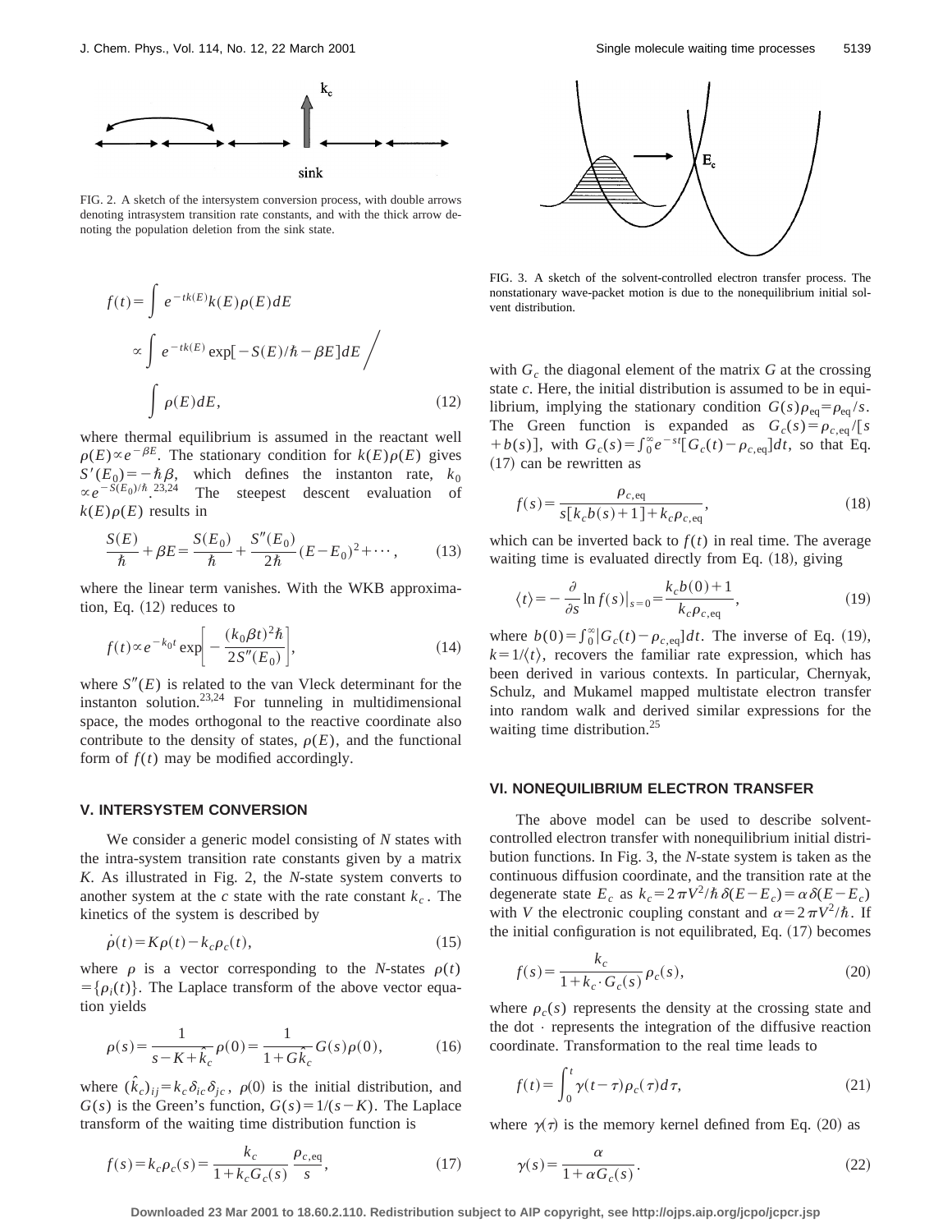FIG. 2. A sketch of the intersystem conversion process, with double arrows denoting intrasystem transition rate constants, and with the thick arrow denoting the population deletion from the sink state.

$$f(t)=\int e^{-tk(E)}k(E)\rho(E)dE$$
$$\propto \int e^{-tk(E)}\exp[-S(E)/\hbar-\beta E]dE \Big/ \int \rho(E)dE, \tag{12}$$

where thermal equilibrium is assumed in the reactant well $\rho(E)\propto e^{-\beta E}$. The stationary condition for $k(E)\rho(E)$ gives $S'(E_0)=-\hbar\beta$, which defines the instanton rate, $k_0 \propto e^{-S(E_0)/\hbar}$.[23,24] The steepest descent evaluation of $k(E)\rho(E)$ results in

$$\frac{S(E)}{\hbar}+\beta E=\frac{S(E_0)}{\hbar}+\frac{S''(E_0)}{2\hbar}(E-E_0)^2+\cdots, \tag{13}$$

where the linear term vanishes. With the WKB approximation, Eq. (12) reduces to

$$f(t)\propto e^{-k_0 t}\exp\left[-\frac{(k_0\beta t)^2\hbar}{2S''(E_0)}\right], \tag{14}$$

where $S''(E)$ is related to the van Vleck determinant for the instanton solution.[23,24] For tunneling in multidimensional space, the modes orthogonal to the reactive coordinate also contribute to the density of states, $\rho(E)$, and the functional form of $f(t)$ may be modified accordingly.

## V. INTERSYSTEM CONVERSION

We consider a generic model consisting of $N$ states with the intra-system transition rate constants given by a matrix $K$. As illustrated in Fig. 2, the $N$-state system converts to another system at the $c$ state with the rate constant $k_c$. The kinetics of the system is described by

$$\dot{\rho}(t)=K\rho(t)-k_c\rho_c(t), \tag{15}$$

where $\rho$ is a vector corresponding to the $N$-states $\rho(t)=\{\rho_i(t)\}$. The Laplace transform of the above vector equation yields

$$\rho(s)=\frac{1}{s-K+\hat{k}_c}\rho(0)=\frac{1}{1+G\hat{k}_c}G(s)\rho(0), \tag{16}$$

where $(\hat{k}_c)_{ij}=k_c\delta_{ic}\delta_{jc}$, $\rho(0)$ is the initial distribution, and $G(s)$ is the Green's function, $G(s)=1/(s-K)$. The Laplace transform of the waiting time distribution function is

$$f(s)=k_c\rho_c(s)=\frac{k_c}{1+k_cG_c(s)}\frac{\rho_{c,\mathrm{eq}}}{s}, \tag{17}$$

FIG. 3. A sketch of the solvent-controlled electron transfer process. The nonstationary wave-packet motion is due to the nonequilibrium initial solvent distribution.

with $G_c$ the diagonal element of the matrix $G$ at the crossing state $c$. Here, the initial distribution is assumed to be in equilibrium, implying the stationary condition $G(s)\rho_{\mathrm{eq}}=\rho_{\mathrm{eq}}/s$. The Green function is expanded as $G_c(s)=\rho_{c,\mathrm{eq}}/[s+b(s)]$, with $G_c(s)=\int_0^\infty e^{-st}[G_c(t)-\rho_{c,\mathrm{eq}}]dt$, so that Eq. (17) can be rewritten as

$$f(s)=\frac{\rho_{c,\mathrm{eq}}}{s[k_cb(s)+1]+k_c\rho_{c,\mathrm{eq}}}, \tag{18}$$

which can be inverted back to $f(t)$ in real time. The average waiting time is evaluated directly from Eq. (18), giving

$$\langle t\rangle=-\frac{\partial}{\partial s}\ln f(s)\Big|_{s=0}=\frac{k_cb(0)+1}{k_c\rho_{c,\mathrm{eq}}}, \tag{19}$$

where $b(0)=\int_0^\infty[G_c(t)-\rho_{c,\mathrm{eq}}]dt$. The inverse of Eq. (19), $k=1/\langle t\rangle$, recovers the familiar rate expression, which has been derived in various contexts. In particular, Chernyak, Schulz, and Mukamel mapped multistate electron transfer into random walk and derived similar expressions for the waiting time distribution.[25]

## VI. NONEQUILIBRIUM ELECTRON TRANSFER

The above model can be used to describe solvent-controlled electron transfer with nonequilibrium initial distribution functions. In Fig. 3, the $N$-state system is taken as the continuous diffusion coordinate, and the transition rate at the degenerate state $E_c$ as $k_c=2\pi V^2/\hbar\,\delta(E-E_c)=\alpha\delta(E-E_c)$ with $V$ the electronic coupling constant and $\alpha=2\pi V^2/\hbar$. If the initial configuration is not equilibrated, Eq. (17) becomes

$$f(s)=\frac{k_c}{1+k_c\cdot G_c(s)}\rho_c(s), \tag{20}$$

where $\rho_c(s)$ represents the density at the crossing state and the dot $\cdot$ represents the integration of the diffusive reaction coordinate. Transformation to the real time leads to

$$f(t)=\int_0^t\gamma(t-\tau)\rho_c(\tau)d\tau, \tag{21}$$

where $\gamma(\tau)$ is the memory kernel defined from Eq. (20) as

$$\gamma(s)=\frac{\alpha}{1+\alpha G_c(s)}. \tag{22}$$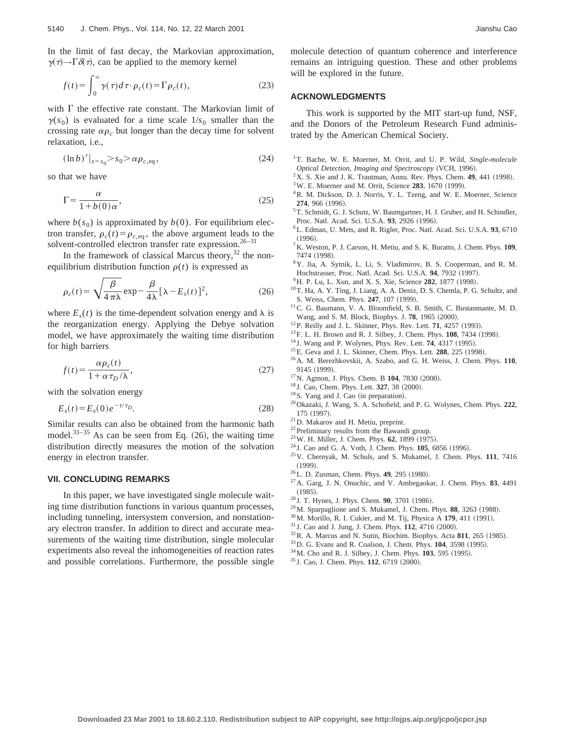In the limit of fast decay, the Markovian approximation, $\gamma(\tau)\rightarrow\Gamma\delta(\tau)$, can be applied to the memory kernel

$$f(t)=\int_0^\infty \gamma(\tau)d\tau\cdot\rho_c(t)=\Gamma\rho_c(t), \tag{23}$$

with $\Gamma$ the effective rate constant. The Markovian limit of $\gamma(s_0)$ is evaluated for a time scale $1/s_0$ smaller than the crossing rate $\alpha\rho_c$ but longer than the decay time for solvent relaxation, i.e.,

$$(\ln b)'|_{s=s_0}>s_0>\alpha\rho_{c,\mathrm{eq}}, \tag{24}$$

so that we have

$$\Gamma=\frac{\alpha}{1+b(0)\alpha}, \tag{25}$$

where $b(s_0)$ is approximated by $b(0)$. For equilibrium electron transfer, $\rho_c(t)=\rho_{c,\mathrm{eq}}$, the above argument leads to the solvent-controlled electron transfer rate expression.[26–31]

In the framework of classical Marcus theory,[32] the nonequilibrium distribution function $\rho(t)$ is expressed as

$$\rho_c(t)=\sqrt{\frac{\beta}{4\pi\lambda}}\exp-\frac{\beta}{4\lambda}[\lambda-E_s(t)]^2, \tag{26}$$

where $E_s(t)$ is the time-dependent solvation energy and $\lambda$ is the reorganization energy. Applying the Debye solvation model, we have approximately the waiting time distribution for high barriers

$$f(t)=\frac{\alpha\rho_c(t)}{1+\alpha\tau_D/\lambda}, \tag{27}$$

with the solvation energy

$$E_s(t)=E_s(0)e^{-t/\tau_D}. \tag{28}$$

Similar results can also be obtained from the harmonic bath model.[33–35] As can be seen from Eq. (26), the waiting time distribution directly measures the motion of the solvation energy in electron transfer.

## VII. CONCLUDING REMARKS

In this paper, we have investigated single molecule waiting time distribution functions in various quantum processes, including tunneling, intersystem conversion, and nonstationary electron transfer. In addition to direct and accurate measurements of the waiting time distribution, single molecular experiments also reveal the inhomogeneities of reaction rates and possible correlations. Furthermore, the possible single molecule detection of quantum coherence and interference remains an intriguing question. These and other problems will be explored in the future.

## ACKNOWLEDGMENTS

This work is supported by the MIT start-up fund, NSF, and the Donors of the Petroleum Research Fund administrated by the American Chemical Society.

[1] T. Bache, W. E. Moerner, M. Orrit, and U. P. Wild, *Single-molecule Optical Detection, Imaging and Spectroscopy* (VCH, 1996).
[2] X. S. Xie and J. K. Trautman, Annu. Rev. Phys. Chem. **49**, 441 (1998).
[3] W. E. Moerner and M. Orrit, Science **283**, 1670 (1999).
[4] R. M. Dickson, D. J. Norris, Y. L. Tzeng, and W. E. Moerner, Science **274**, 966 (1996).
[5] T. Schmidt, G. J. Schutz, W. Baumgartner, H. J. Gruber, and H. Schindler, Proc. Natl. Acad. Sci. U.S.A. **93**, 2926 (1996).
[6] L. Edman, U. Mets, and R. Rigler, Proc. Natl. Acad. Sci. U.S.A. **93**, 6710 (1996).
[7] K. Weston, P. J. Carson, H. Metiu, and S. K. Buratto, J. Chem. Phys. **109**, 7474 (1998).
[8] Y. Jia, A. Sytnik, L. Li, S. Vladimirov, B. S. Cooperman, and R. M. Hochstrasser, Proc. Natl. Acad. Sci. U.S.A. **94**, 7932 (1997).
[9] H. P. Lu, L. Xun, and X. S. Xie, Science **282**, 1877 (1998).
[10] T. Ha, A. Y. Ting, J. Liang, A. A. Deniz, D. S. Chemla, P. G. Schultz, and S. Weiss, Chem. Phys. **247**, 107 (1999).
[11] C. G. Baumann, V. A. Bloomfield, S. B. Smith, C. Bustanmante, M. D. Wang, and S. M. Block, Biophys. J. **78**, 1965 (2000).
[12] P. Reilly and J. L. Skinner, Phys. Rev. Lett. **71**, 4257 (1993).
[13] F. L. H. Brown and R. J. Silbey, J. Chem. Phys. **108**, 7434 (1998).
[14] J. Wang and P. Wolynes, Phys. Rev. Lett. **74**, 4317 (1995).
[15] E. Geva and J. L. Skinner, Chem. Phys. Lett. **288**, 225 (1998).
[16] A. M. Berezhkovskii, A. Szabo, and G. H. Weiss, J. Chem. Phys. **110**, 9145 (1999).
[17] N. Agmon, J. Phys. Chem. B **104**, 7830 (2000).
[18] J. Cao, Chem. Phys. Lett. **327**, 38 (2000).
[19] S. Yang and J. Cao (in preparation).
[20] Okazaki, J. Wang, S. A. Schofield, and P. G. Wolynes, Chem. Phys. **222**, 175 (1997).
[21] D. Makarov and H. Metiu, preprint.
[22] Preliminary results from the Bawandi group.
[23] W. H. Miller, J. Chem. Phys. **62**, 1899 (1975).
[24] J. Cao and G. A. Voth, J. Chem. Phys. **105**, 6856 (1996).
[25] V. Chernyak, M. Schuls, and S. Mukamel, J. Chem. Phys. **111**, 7416 (1999).
[26] L. D. Zusman, Chem. Phys. **49**, 295 (1980).
[27] A. Garg, J. N. Onuchic, and V. Ambegaokar, J. Chem. Phys. **83**, 4491 (1985).
[28] J. T. Hynes, J. Phys. Chem. **90**, 3701 (1986).
[29] M. Sparpaglione and S. Mukamel, J. Chem. Phys. **88**, 3263 (1988).
[30] M. Morillo, R. I. Cukier, and M. Tij, Physica A **179**, 411 (1991).
[31] J. Cao and J. Jung, J. Chem. Phys. **112**, 4716 (2000).
[32] R. A. Marcus and N. Sutin, Biochim. Biophys. Acta **811**, 265 (1985).
[33] D. G. Evans and R. Coalson, J. Chem. Phys. **104**, 3598 (1995).
[34] M. Cho and R. J. Silbey, J. Chem. Phys. **103**, 595 (1995).
[35] J. Cao, J. Chem. Phys. **112**, 6719 (2000).